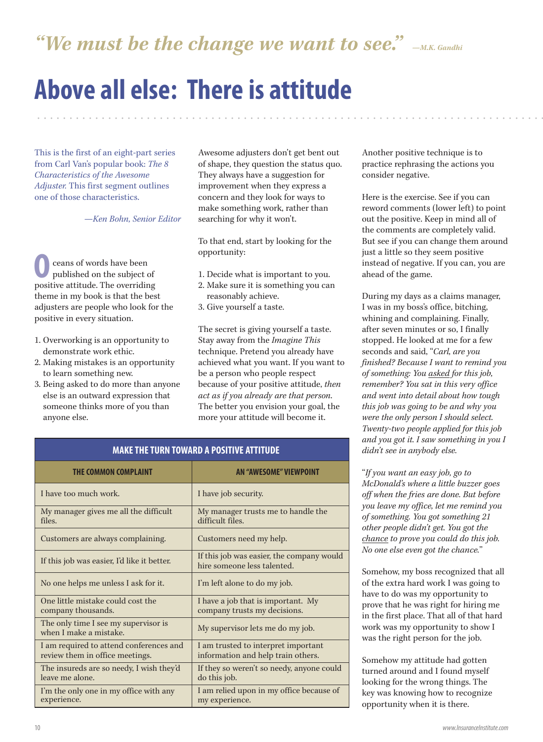*"We must be the change we want to see."* —*M.K. Gandhi*

# Above all else: There is attitude

This is the first of an eight-part series from Carl Van's popular book: *The 8 Characteristics of the Awesome Adjuster.* This first segment outlines one of those characteristics.

*—Ken Bohn, Senior Editor*

Oceans of words have been published on the subject of positive attitude. The overriding theme in my book is that the best adjusters are people who look for the positive in every situation.

1. Overworking is an opportunity to demonstrate work ethic.
2. Making mistakes is an opportunity to learn something new.
3. Being asked to do more than anyone else is an outward expression that someone thinks more of you than anyone else.

Awesome adjusters don't get bent out of shape, they question the status quo. They always have a suggestion for improvement when they express a concern and they look for ways to make something work, rather than searching for why it won't.

To that end, start by looking for the opportunity:

1. Decide what is important to you.
2. Make sure it is something you can reasonably achieve.
3. Give yourself a taste.

The secret is giving yourself a taste. Stay away from the *Imagine This* technique. Pretend you already have achieved what you want. If you want to be a person who people respect because of your positive attitude, *then act as if you already are that person.* The better you envision your goal, the more your attitude will become it.

| MAKE THE TURN TOWARD A POSITIVE ATTITUDE | |
|---|---|
| **THE COMMON COMPLAINT** | **AN "AWESOME" VIEWPOINT** |
| I have too much work. | I have job security. |
| My manager gives me all the difficult files. | My manager trusts me to handle the difficult files. |
| Customers are always complaining. | Customers need my help. |
| If this job was easier, I'd like it better. | If this job was easier, the company would hire someone less talented. |
| No one helps me unless I ask for it. | I'm left alone to do my job. |
| One little mistake could cost the company thousands. | I have a job that is important. My company trusts my decisions. |
| The only time I see my supervisor is when I make a mistake. | My supervisor lets me do my job. |
| I am required to attend conferences and review them in office meetings. | I am trusted to interpret important information and help train others. |
| The insureds are so needy, I wish they'd leave me alone. | If they so weren't so needy, anyone could do this job. |
| I'm the only one in my office with any experience. | I am relied upon in my office because of my experience. |

Another positive technique is to practice rephrasing the actions you consider negative.

Here is the exercise. See if you can reword comments (lower left) to point out the positive. Keep in mind all of the comments are completely valid. But see if you can change them around just a little so they seem positive instead of negative. If you can, you are ahead of the game.

During my days as a claims manager, I was in my boss's office, bitching, whining and complaining. Finally, after seven minutes or so, I finally stopped. He looked at me for a few seconds and said, "*Carl, are you finished? Because I want to remind you of something: You asked for this job, remember? You sat in this very office and went into detail about how tough this job was going to be and why you were the only person I should select. Twenty-two people applied for this job and you got it. I saw something in you I didn't see in anybody else.*

"*If you want an easy job, go to McDonald's where a little buzzer goes off when the fries are done. But before you leave my office, let me remind you of something. You got something 21 other people didn't get. You got the chance to prove you could do this job. No one else even got the chance.*"

Somehow, my boss recognized that all of the extra hard work I was going to have to do was my opportunity to prove that he was right for hiring me in the first place. That all of that hard work was my opportunity to show I was the right person for the job.

Somehow my attitude had gotten turned around and I found myself looking for the wrong things. The key was knowing how to recognize opportunity when it is there.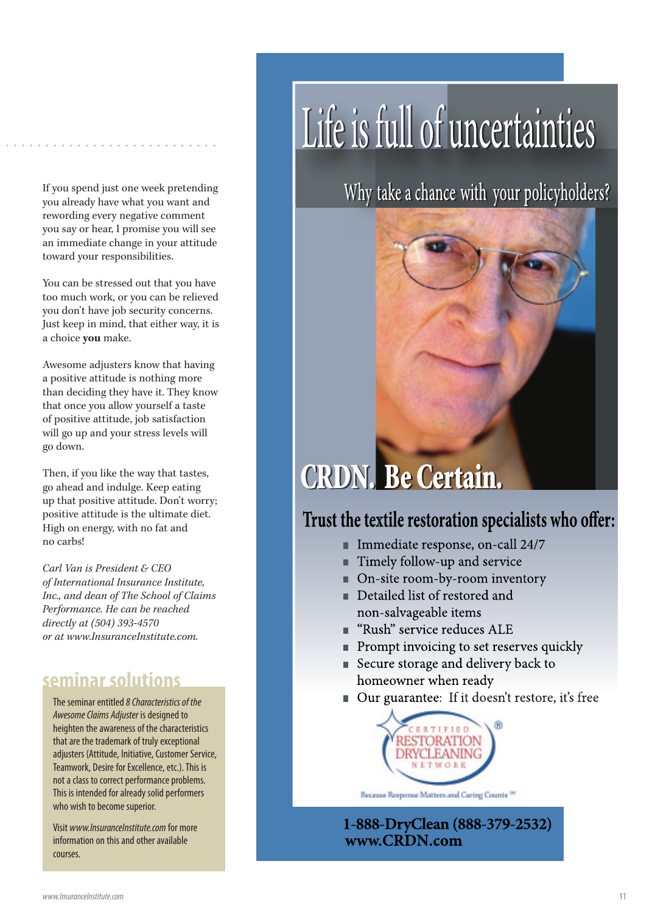If you spend just one week pretending you already have what you want and rewording every negative comment you say or hear, I promise you will see an immediate change in your attitude toward your responsibilities.

You can be stressed out that you have too much work, or you can be relieved you don't have job security concerns. Just keep in mind, that either way, it is a choice **you** make.

Awesome adjusters know that having a positive attitude is nothing more than deciding they have it. They know that once you allow yourself a taste of positive attitude, job satisfaction will go up and your stress levels will go down.

Then, if you like the way that tastes, go ahead and indulge. Keep eating up that positive attitude. Don't worry; positive attitude is the ultimate diet. High on energy, with no fat and no carbs!

*Carl Van is President & CEO of International Insurance Institute, Inc., and dean of The School of Claims Performance. He can be reached directly at (504) 393-4570 or at www.InsuranceInstitute.com.*

## seminar solutions

The seminar entitled *8 Characteristics of the Awesome Claims Adjuster* is designed to heighten the awareness of the characteristics that are the trademark of truly exceptional adjusters (Attitude, Initiative, Customer Service, Teamwork, Desire for Excellence, etc.). This is not a class to correct performance problems. This is intended for already solid performers who wish to become superior.

Visit *www.InsuranceInstitute.com* for more information on this and other available courses.

# Life is full of uncertainties

Why take a chance with your policyholders?

## CRDN. Be Certain.

### Trust the textile restoration specialists who offer:

- Immediate response, on-call 24/7
- Timely follow-up and service
- On-site room-by-room inventory
- Detailed list of restored and non-salvageable items
- "Rush" service reduces ALE
- Prompt invoicing to set reserves quickly
- Secure storage and delivery back to homeowner when ready
- Our guarantee: If it doesn't restore, it's free

CERTIFIED RESTORATION DRYCLEANING NETWORK®

Because Response Matters and Caring Counts℠

**1-888-DryClean (888-379-2532)**
**www.CRDN.com**